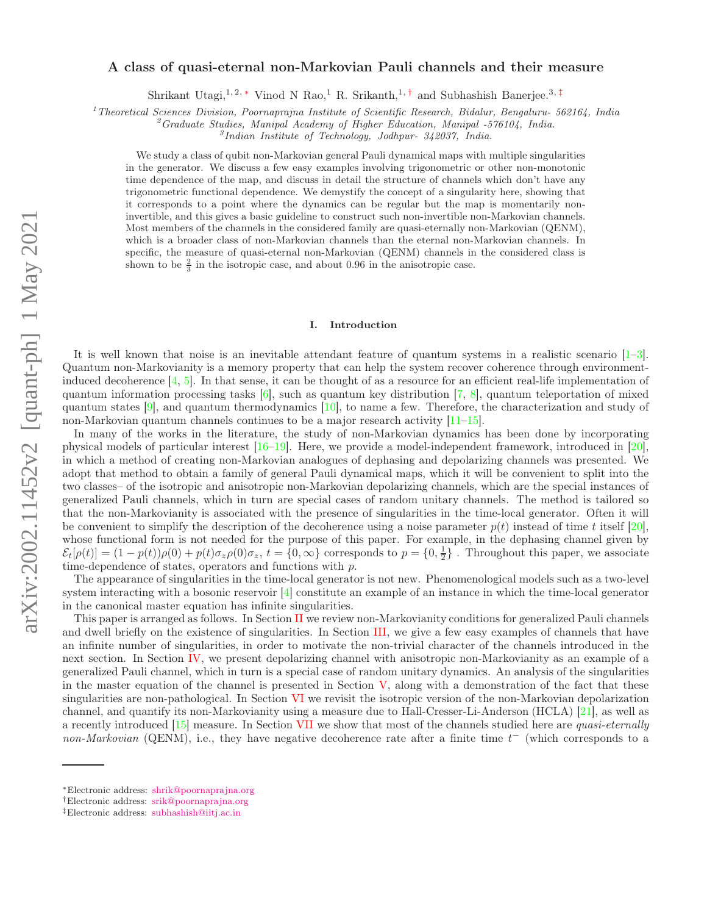# A class of quasi-eternal non-Markovian Pauli channels and their measure

Shrikant Utagi,[1,2,*] Vinod N Rao,[1] R. Srikanth,[1,†] and Subhashish Banerjee.[3,‡]

[1] *Theoretical Sciences Division, Poornaprajna Institute of Scientific Research, Bidalur, Bengaluru- 562164, India*
[2] *Graduate Studies, Manipal Academy of Higher Education, Manipal -576104, India.*
[3] *Indian Institute of Technology, Jodhpur- 342037, India.*

We study a class of qubit non-Markovian general Pauli dynamical maps with multiple singularities in the generator. We discuss a few easy examples involving trigonometric or other non-monotonic time dependence of the map, and discuss in detail the structure of channels which don't have any trigonometric functional dependence. We demystify the concept of a singularity here, showing that it corresponds to a point where the dynamics can be regular but the map is momentarily non-invertible, and this gives a basic guideline to construct such non-invertible non-Markovian channels. Most members of the channels in the considered family are quasi-eternally non-Markovian (QENM), which is a broader class of non-Markovian channels than the eternal non-Markovian channels. In specific, the measure of quasi-eternal non-Markovian (QENM) channels in the considered class is shown to be $\frac{2}{3}$ in the isotropic case, and about 0.96 in the anisotropic case.

## I. Introduction

It is well known that noise is an inevitable attendant feature of quantum systems in a realistic scenario [1–3]. Quantum non-Markovianity is a memory property that can help the system recover coherence through environment-induced decoherence [4, 5]. In that sense, it can be thought of as a resource for an efficient real-life implementation of quantum information processing tasks [6], such as quantum key distribution [7, 8], quantum teleportation of mixed quantum states [9], and quantum thermodynamics [10], to name a few. Therefore, the characterization and study of non-Markovian quantum channels continues to be a major research activity [11–15].

In many of the works in the literature, the study of non-Markovian dynamics has been done by incorporating physical models of particular interest [16–19]. Here, we provide a model-independent framework, introduced in [20], in which a method of creating non-Markovian analogues of dephasing and depolarizing channels was presented. We adopt that method to obtain a family of general Pauli dynamical maps, which it will be convenient to split into the two classes– of the isotropic and anisotropic non-Markovian depolarizing channels, which are the special instances of generalized Pauli channels, which in turn are special cases of random unitary channels. The method is tailored so that the non-Markovianity is associated with the presence of singularities in the time-local generator. Often it will be convenient to simplify the description of the decoherence using a noise parameter $p(t)$ instead of time $t$ itself [20], whose functional form is not needed for the purpose of this paper. For example, in the dephasing channel given by $\mathcal{E}_t[\rho(t)] = (1-p(t))\rho(0) + p(t)\sigma_z\rho(0)\sigma_z$, $t = \{0, \infty\}$ corresponds to $p = \{0, \frac{1}{2}\}$ . Throughout this paper, we associate time-dependence of states, operators and functions with $p$.

The appearance of singularities in the time-local generator is not new. Phenomenological models such as a two-level system interacting with a bosonic reservoir [4] constitute an example of an instance in which the time-local generator in the canonical master equation has infinite singularities.

This paper is arranged as follows. In Section II we review non-Markovianity conditions for generalized Pauli channels and dwell briefly on the existence of singularities. In Section III, we give a few easy examples of channels that have an infinite number of singularities, in order to motivate the non-trivial character of the channels introduced in the next section. In Section IV, we present depolarizing channel with anisotropic non-Markovianity as an example of a generalized Pauli channel, which in turn is a special case of random unitary dynamics. An analysis of the singularities in the master equation of the channel is presented in Section V, along with a demonstration of the fact that these singularities are non-pathological. In Section VI we revisit the isotropic version of the non-Markovian depolarization channel, and quantify its non-Markovianity using a measure due to Hall-Cresser-Li-Anderson (HCLA) [21], as well as a recently introduced [15] measure. In Section VII we show that most of the channels studied here are *quasi-eternally non-Markovian* (QENM), i.e., they have negative decoherence rate after a finite time $t^-$ (which corresponds to a

---

*Electronic address: shrik@poornaprajna.org
†Electronic address: srik@poornaprajna.org
‡Electronic address: subhashish@iitj.ac.in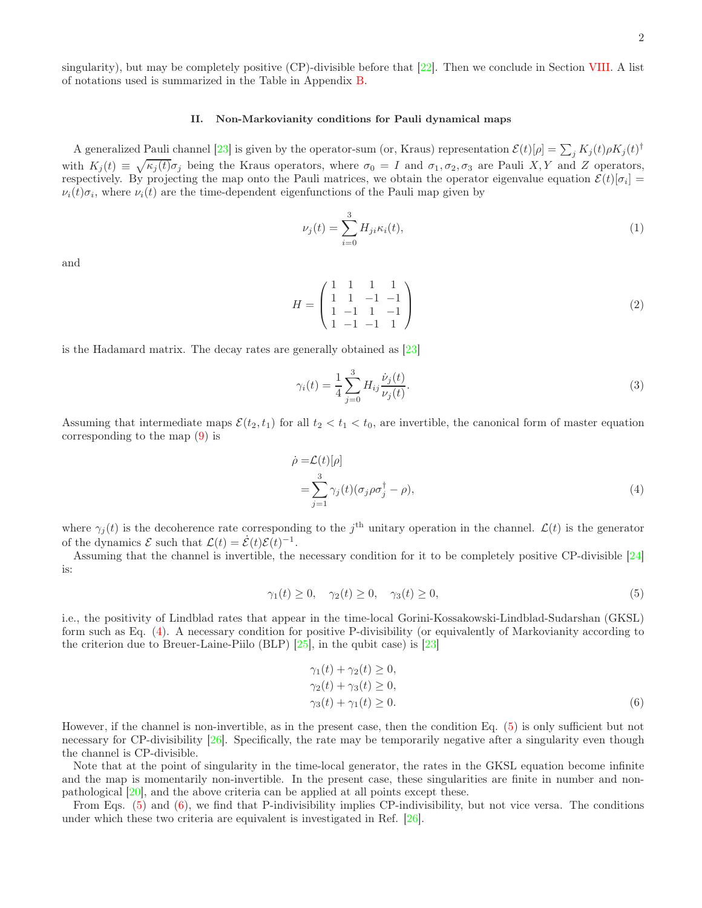singularity), but may be completely positive (CP)-divisible before that [22]. Then we conclude in Section VIII. A list of notations used is summarized in the Table in Appendix B.

## II. Non-Markovianity conditions for Pauli dynamical maps

A generalized Pauli channel [23] is given by the operator-sum (or, Kraus) representation $\mathcal{E}(t)[\rho] = \sum_j K_j(t)\rho K_j(t)^\dagger$ with $K_j(t) \equiv \sqrt{\kappa_j(t)}\sigma_j$ being the Kraus operators, where $\sigma_0 = I$ and $\sigma_1, \sigma_2, \sigma_3$ are Pauli $X, Y$ and $Z$ operators, respectively. By projecting the map onto the Pauli matrices, we obtain the operator eigenvalue equation $\mathcal{E}(t)[\sigma_i] = \nu_i(t)\sigma_i$, where $\nu_i(t)$ are the time-dependent eigenfunctions of the Pauli map given by

$$\nu_j(t) = \sum_{i=0}^{3} H_{ji}\kappa_i(t), \tag{1}$$

and

$$H = \begin{pmatrix} 1 & 1 & 1 & 1 \\ 1 & 1 & -1 & -1 \\ 1 & -1 & 1 & -1 \\ 1 & -1 & -1 & 1 \end{pmatrix} \tag{2}$$

is the Hadamard matrix. The decay rates are generally obtained as [23]

$$\gamma_i(t) = \frac{1}{4}\sum_{j=0}^{3} H_{ij}\frac{\dot{\nu}_j(t)}{\nu_j(t)}. \tag{3}$$

Assuming that intermediate maps $\mathcal{E}(t_2, t_1)$ for all $t_2 < t_1 < t_0$, are invertible, the canonical form of master equation corresponding to the map (9) is

$$\begin{aligned} \dot{\rho} =& \mathcal{L}(t)[\rho] \\ =& \sum_{j=1}^{3} \gamma_j(t)(\sigma_j\rho\sigma_j^\dagger - \rho), \end{aligned} \tag{4}$$

where $\gamma_j(t)$ is the decoherence rate corresponding to the $j^{\text{th}}$ unitary operation in the channel. $\mathcal{L}(t)$ is the generator of the dynamics $\mathcal{E}$ such that $\mathcal{L}(t) = \dot{\mathcal{E}}(t)\mathcal{E}(t)^{-1}$.

Assuming that the channel is invertible, the necessary condition for it to be completely positive CP-divisible [24] is:

$$\gamma_1(t) \geq 0, \quad \gamma_2(t) \geq 0, \quad \gamma_3(t) \geq 0, \tag{5}$$

i.e., the positivity of Lindblad rates that appear in the time-local Gorini-Kossakowski-Lindblad-Sudarshan (GKSL) form such as Eq. (4). A necessary condition for positive P-divisibility (or equivalently of Markovianity according to the criterion due to Breuer-Laine-Piilo (BLP) [25], in the qubit case) is [23]

$$\begin{aligned} \gamma_1(t) + \gamma_2(t) \geq 0, \\ \gamma_2(t) + \gamma_3(t) \geq 0, \\ \gamma_3(t) + \gamma_1(t) \geq 0. \end{aligned} \tag{6}$$

However, if the channel is non-invertible, as in the present case, then the condition Eq. (5) is only sufficient but not necessary for CP-divisibility [26]. Specifically, the rate may be temporarily negative after a singularity even though the channel is CP-divisible.

Note that at the point of singularity in the time-local generator, the rates in the GKSL equation become infinite and the map is momentarily non-invertible. In the present case, these singularities are finite in number and non-pathological [20], and the above criteria can be applied at all points except these.

From Eqs. (5) and (6), we find that P-indivisibility implies CP-indivisibility, but not vice versa. The conditions under which these two criteria are equivalent is investigated in Ref. [26].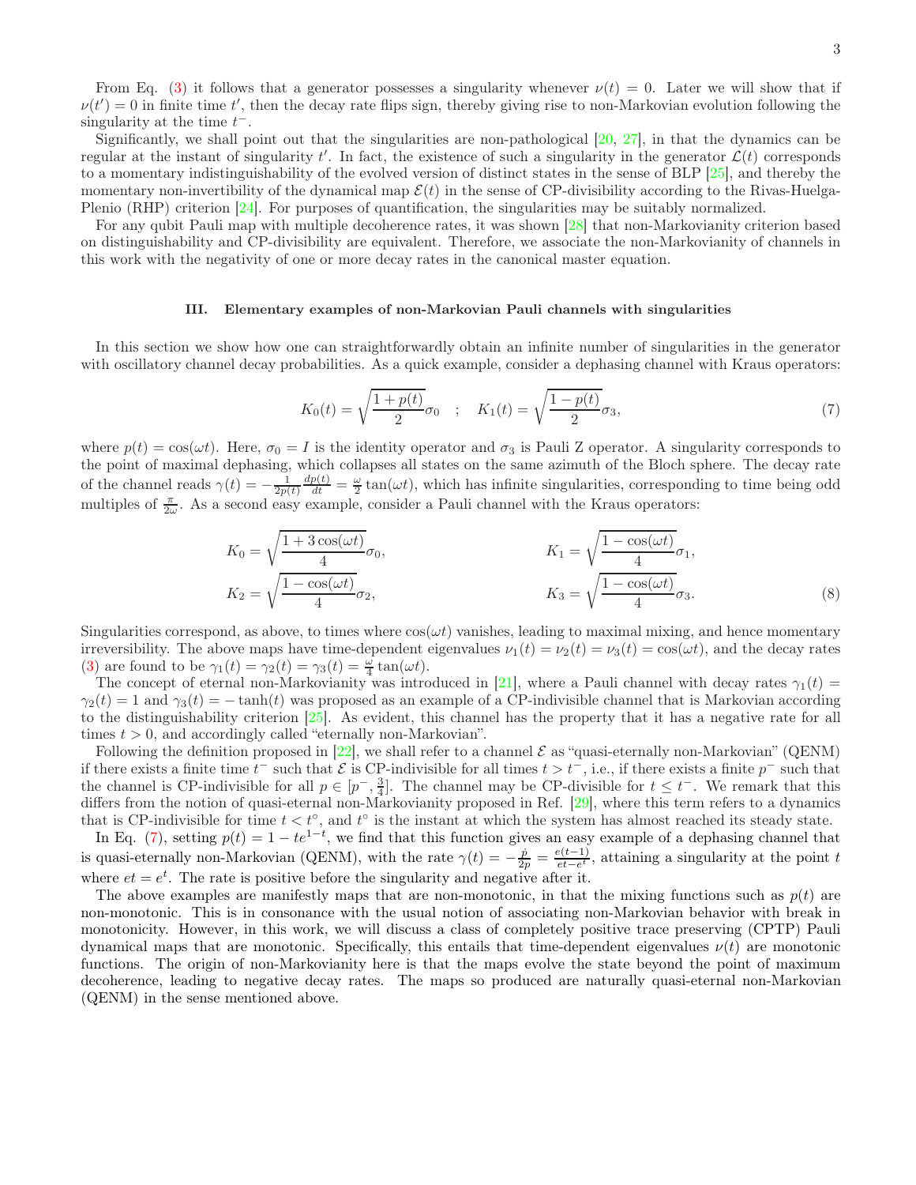From Eq. (3) it follows that a generator possesses a singularity whenever $\nu(t) = 0$. Later we will show that if $\nu(t') = 0$ in finite time $t'$, then the decay rate flips sign, thereby giving rise to non-Markovian evolution following the singularity at the time $t^-$.

Significantly, we shall point out that the singularities are non-pathological [20, 27], in that the dynamics can be regular at the instant of singularity $t'$. In fact, the existence of such a singularity in the generator $\mathcal{L}(t)$ corresponds to a momentary indistinguishability of the evolved version of distinct states in the sense of BLP [25], and thereby the momentary non-invertibility of the dynamical map $\mathcal{E}(t)$ in the sense of CP-divisibility according to the Rivas-Huelga-Plenio (RHP) criterion [24]. For purposes of quantification, the singularities may be suitably normalized.

For any qubit Pauli map with multiple decoherence rates, it was shown [28] that non-Markovianity criterion based on distinguishability and CP-divisibility are equivalent. Therefore, we associate the non-Markovianity of channels in this work with the negativity of one or more decay rates in the canonical master equation.

### III. Elementary examples of non-Markovian Pauli channels with singularities

In this section we show how one can straightforwardly obtain an infinite number of singularities in the generator with oscillatory channel decay probabilities. As a quick example, consider a dephasing channel with Kraus operators:

$$K_0(t) = \sqrt{\frac{1+p(t)}{2}}\sigma_0 \quad ; \quad K_1(t) = \sqrt{\frac{1-p(t)}{2}}\sigma_3, \tag{7}$$

where $p(t) = \cos(\omega t)$. Here, $\sigma_0 = I$ is the identity operator and $\sigma_3$ is Pauli Z operator. A singularity corresponds to the point of maximal dephasing, which collapses all states on the same azimuth of the Bloch sphere. The decay rate of the channel reads $\gamma(t) = -\frac{1}{2p(t)}\frac{dp(t)}{dt} = \frac{\omega}{2}\tan(\omega t)$, which has infinite singularities, corresponding to time being odd multiples of $\frac{\pi}{2\omega}$. As a second easy example, consider a Pauli channel with the Kraus operators:

$$\begin{aligned}
K_0 &= \sqrt{\frac{1+3\cos(\omega t)}{4}}\sigma_0, & K_1 &= \sqrt{\frac{1-\cos(\omega t)}{4}}\sigma_1, \\
K_2 &= \sqrt{\frac{1-\cos(\omega t)}{4}}\sigma_2, & K_3 &= \sqrt{\frac{1-\cos(\omega t)}{4}}\sigma_3.
\end{aligned} \tag{8}$$

Singularities correspond, as above, to times where $\cos(\omega t)$ vanishes, leading to maximal mixing, and hence momentary irreversibility. The above maps have time-dependent eigenvalues $\nu_1(t) = \nu_2(t) = \nu_3(t) = \cos(\omega t)$, and the decay rates (3) are found to be $\gamma_1(t) = \gamma_2(t) = \gamma_3(t) = \frac{\omega}{4}\tan(\omega t)$.

The concept of eternal non-Markovianity was introduced in [21], where a Pauli channel with decay rates $\gamma_1(t) = \gamma_2(t) = 1$ and $\gamma_3(t) = -\tanh(t)$ was proposed as an example of a CP-indivisible channel that is Markovian according to the distinguishability criterion [25]. As evident, this channel has the property that it has a negative rate for all times $t > 0$, and accordingly called "eternally non-Markovian".

Following the definition proposed in [22], we shall refer to a channel $\mathcal{E}$ as "quasi-eternally non-Markovian" (QENM) if there exists a finite time $t^-$ such that $\mathcal{E}$ is CP-indivisible for all times $t > t^-$, i.e., if there exists a finite $p^-$ such that the channel is CP-indivisible for all $p \in [p^-, \frac{3}{4}]$. The channel may be CP-divisible for $t \leq t^-$. We remark that this differs from the notion of quasi-eternal non-Markovianity proposed in Ref. [29], where this term refers to a dynamics that is CP-indivisible for time $t < t^\circ$, and $t^\circ$ is the instant at which the system has almost reached its steady state.

In Eq. (7), setting $p(t) = 1 - te^{1-t}$, we find that this function gives an easy example of a dephasing channel that is quasi-eternally non-Markovian (QENM), with the rate $\gamma(t) = -\frac{\dot{p}}{2p} = \frac{e(t-1)}{et-e^t}$, attaining a singularity at the point $t$ where $et = e^t$. The rate is positive before the singularity and negative after it.

The above examples are manifestly maps that are non-monotonic, in that the mixing functions such as $p(t)$ are non-monotonic. This is in consonance with the usual notion of associating non-Markovian behavior with break in monotonicity. However, in this work, we will discuss a class of completely positive trace preserving (CPTP) Pauli dynamical maps that are monotonic. Specifically, this entails that time-dependent eigenvalues $\nu(t)$ are monotonic functions. The origin of non-Markovianity here is that the maps evolve the state beyond the point of maximum decoherence, leading to negative decay rates. The maps so produced are naturally quasi-eternal non-Markovian (QENM) in the sense mentioned above.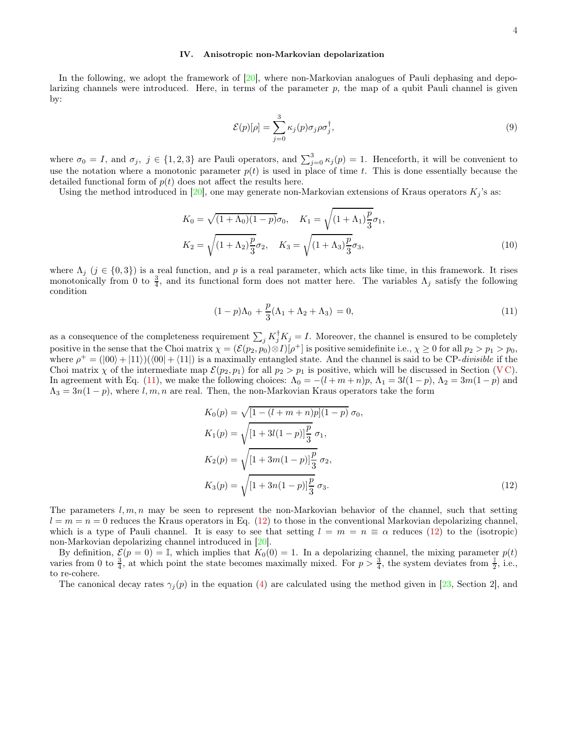### IV. Anisotropic non-Markovian depolarization

In the following, we adopt the framework of [20], where non-Markovian analogues of Pauli dephasing and depolarizing channels were introduced. Here, in terms of the parameter $p$, the map of a qubit Pauli channel is given by:

$$\mathcal{E}(p)[\rho] = \sum_{j=0}^{3} \kappa_j(p)\sigma_j \rho \sigma_j^{\dagger}, \tag{9}$$

where $\sigma_0 = I$, and $\sigma_j,\ j \in \{1,2,3\}$ are Pauli operators, and $\sum_{j=0}^{3} \kappa_j(p) = 1$. Henceforth, it will be convenient to use the notation where a monotonic parameter $p(t)$ is used in place of time $t$. This is done essentially because the detailed functional form of $p(t)$ does not affect the results here.

Using the method introduced in [20], one may generate non-Markovian extensions of Kraus operators $K_j$'s as:

$$K_0 = \sqrt{(1+\Lambda_0)(1-p)}\sigma_0, \quad K_1 = \sqrt{(1+\Lambda_1)\frac{p}{3}}\sigma_1,$$
$$K_2 = \sqrt{(1+\Lambda_2)\frac{p}{3}}\sigma_2, \quad K_3 = \sqrt{(1+\Lambda_3)\frac{p}{3}}\sigma_3, \tag{10}$$

where $\Lambda_j$ ($j \in \{0,3\}$) is a real function, and $p$ is a real parameter, which acts like time, in this framework. It rises monotonically from 0 to $\frac{3}{4}$, and its functional form does not matter here. The variables $\Lambda_j$ satisfy the following condition

$$(1-p)\Lambda_0 + \frac{p}{3}(\Lambda_1 + \Lambda_2 + \Lambda_3) = 0, \tag{11}$$

as a consequence of the completeness requirement $\sum_j K_j^{\dagger} K_j = I$. Moreover, the channel is ensured to be completely positive in the sense that the Choi matrix $\chi = (\mathcal{E}(p_2, p_0) \otimes I)[\rho^+]$ is positive semidefinite i.e., $\chi \geq 0$ for all $p_2 > p_1 > p_0$, where $\rho^+ = (|00\rangle + |11\rangle)(\langle 00| + \langle 11|)$ is a maximally entangled state. And the channel is said to be CP-*divisible* if the Choi matrix $\chi$ of the intermediate map $\mathcal{E}(p_2, p_1)$ for all $p_2 > p_1$ is positive, which will be discussed in Section (V C). In agreement with Eq. (11), we make the following choices: $\Lambda_0 = -(l+m+n)p$, $\Lambda_1 = 3l(1-p)$, $\Lambda_2 = 3m(1-p)$ and $\Lambda_3 = 3n(1-p)$, where $l, m, n$ are real. Then, the non-Markovian Kraus operators take the form

$$\begin{aligned}
K_0(p) &= \sqrt{[1-(l+m+n)p](1-p)}\ \sigma_0, \\
K_1(p) &= \sqrt{[1+3l(1-p)]\frac{p}{3}}\ \sigma_1, \\
K_2(p) &= \sqrt{[1+3m(1-p)]\frac{p}{3}}\ \sigma_2, \\
K_3(p) &= \sqrt{[1+3n(1-p)]\frac{p}{3}}\ \sigma_3.
\end{aligned} \tag{12}$$

The parameters $l, m, n$ may be seen to represent the non-Markovian behavior of the channel, such that setting $l = m = n = 0$ reduces the Kraus operators in Eq. (12) to those in the conventional Markovian depolarizing channel, which is a type of Pauli channel. It is easy to see that setting $l = m = n \equiv \alpha$ reduces (12) to the (isotropic) non-Markovian depolarizing channel introduced in [20].

By definition, $\mathcal{E}(p=0) = \mathbb{I}$, which implies that $K_0(0) = 1$. In a depolarizing channel, the mixing parameter $p(t)$ varies from 0 to $\frac{3}{4}$, at which point the state becomes maximally mixed. For $p > \frac{3}{4}$, the system deviates from $\frac{\mathbb{I}}{2}$, i.e., to re-cohere.

The canonical decay rates $\gamma_j(p)$ in the equation (4) are calculated using the method given in [23, Section 2], and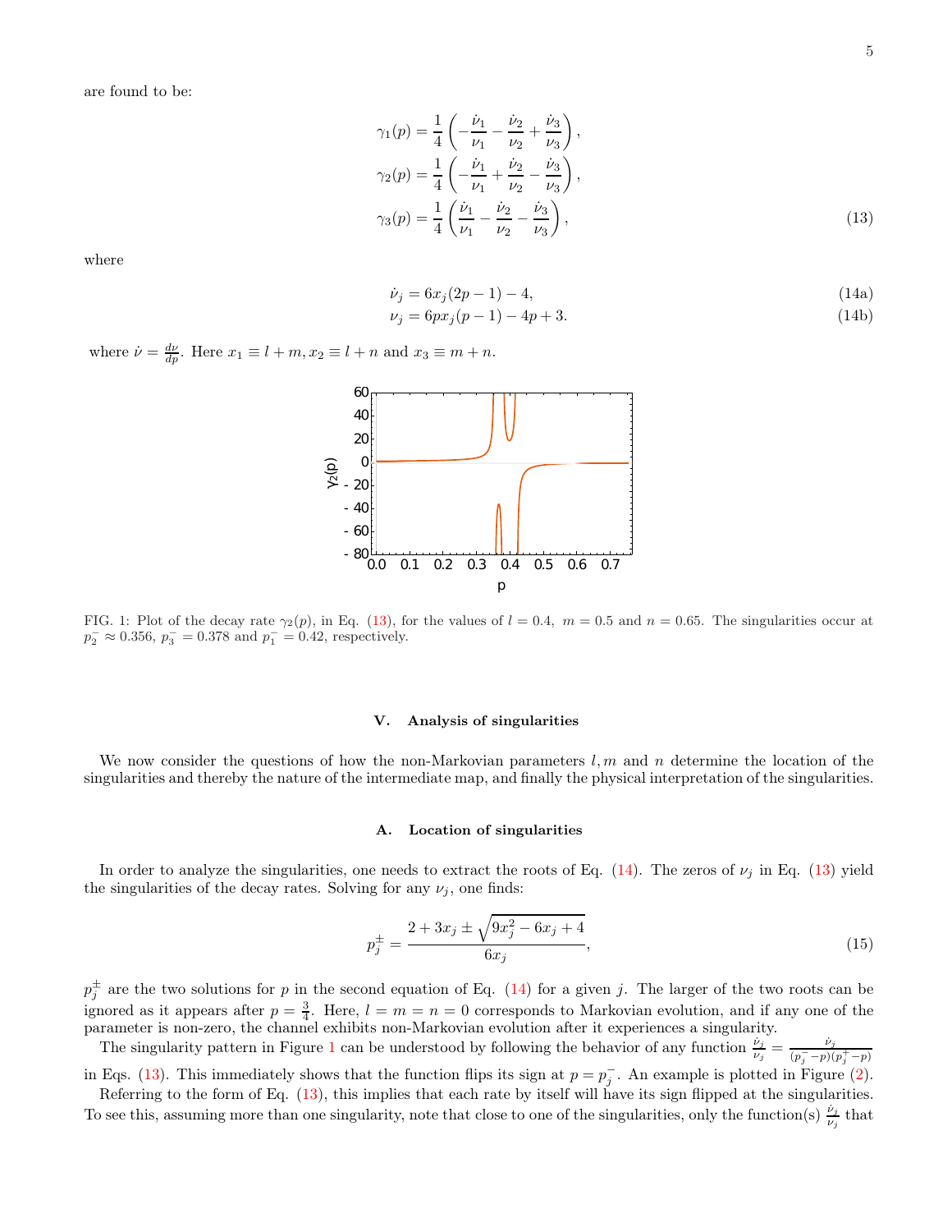are found to be:

$$
\begin{aligned}
\gamma_1(p) &= \frac{1}{4}\left(-\frac{\dot{\nu}_1}{\nu_1} - \frac{\dot{\nu}_2}{\nu_2} + \frac{\dot{\nu}_3}{\nu_3}\right), \\
\gamma_2(p) &= \frac{1}{4}\left(-\frac{\dot{\nu}_1}{\nu_1} + \frac{\dot{\nu}_2}{\nu_2} - \frac{\dot{\nu}_3}{\nu_3}\right), \\
\gamma_3(p) &= \frac{1}{4}\left(\frac{\dot{\nu}_1}{\nu_1} - \frac{\dot{\nu}_2}{\nu_2} - \frac{\dot{\nu}_3}{\nu_3}\right),
\end{aligned}
\tag{13}
$$

where

$$
\dot{\nu}_j = 6x_j(2p-1) - 4, \tag{14a}
$$

$$
\nu_j = 6px_j(p-1) - 4p + 3. \tag{14b}
$$

where $\dot{\nu} = \frac{d\nu}{dp}$. Here $x_1 \equiv l+m, x_2 \equiv l+n$ and $x_3 \equiv m+n$.

FIG. 1: Plot of the decay rate $\gamma_2(p)$, in Eq. (13), for the values of $l = 0.4,\ m = 0.5$ and $n = 0.65$. The singularities occur at $p_2^- \approx 0.356$, $p_3^- = 0.378$ and $p_1^- = 0.42$, respectively.

## V. Analysis of singularities

We now consider the questions of how the non-Markovian parameters $l, m$ and $n$ determine the location of the singularities and thereby the nature of the intermediate map, and finally the physical interpretation of the singularities.

### A. Location of singularities

In order to analyze the singularities, one needs to extract the roots of Eq. (14). The zeros of $\nu_j$ in Eq. (13) yield the singularities of the decay rates. Solving for any $\nu_j$, one finds:

$$
p_j^{\pm} = \frac{2 + 3x_j \pm \sqrt{9x_j^2 - 6x_j + 4}}{6x_j}, \tag{15}
$$

$p_j^{\pm}$ are the two solutions for $p$ in the second equation of Eq. (14) for a given $j$. The larger of the two roots can be ignored as it appears after $p = \frac{3}{4}$. Here, $l = m = n = 0$ corresponds to Markovian evolution, and if any one of the parameter is non-zero, the channel exhibits non-Markovian evolution after it experiences a singularity.

The singularity pattern in Figure 1 can be understood by following the behavior of any function $\frac{\dot{\nu}_j}{\nu_j} = \frac{\dot{\nu}_j}{(p_j^- - p)(p_j^+ - p)}$ in Eqs. (13). This immediately shows that the function flips its sign at $p = p_j^-$. An example is plotted in Figure (2).

Referring to the form of Eq. (13), this implies that each rate by itself will have its sign flipped at the singularities. To see this, assuming more than one singularity, note that close to one of the singularities, only the function(s) $\frac{\dot{\nu}_j}{\nu_j}$ that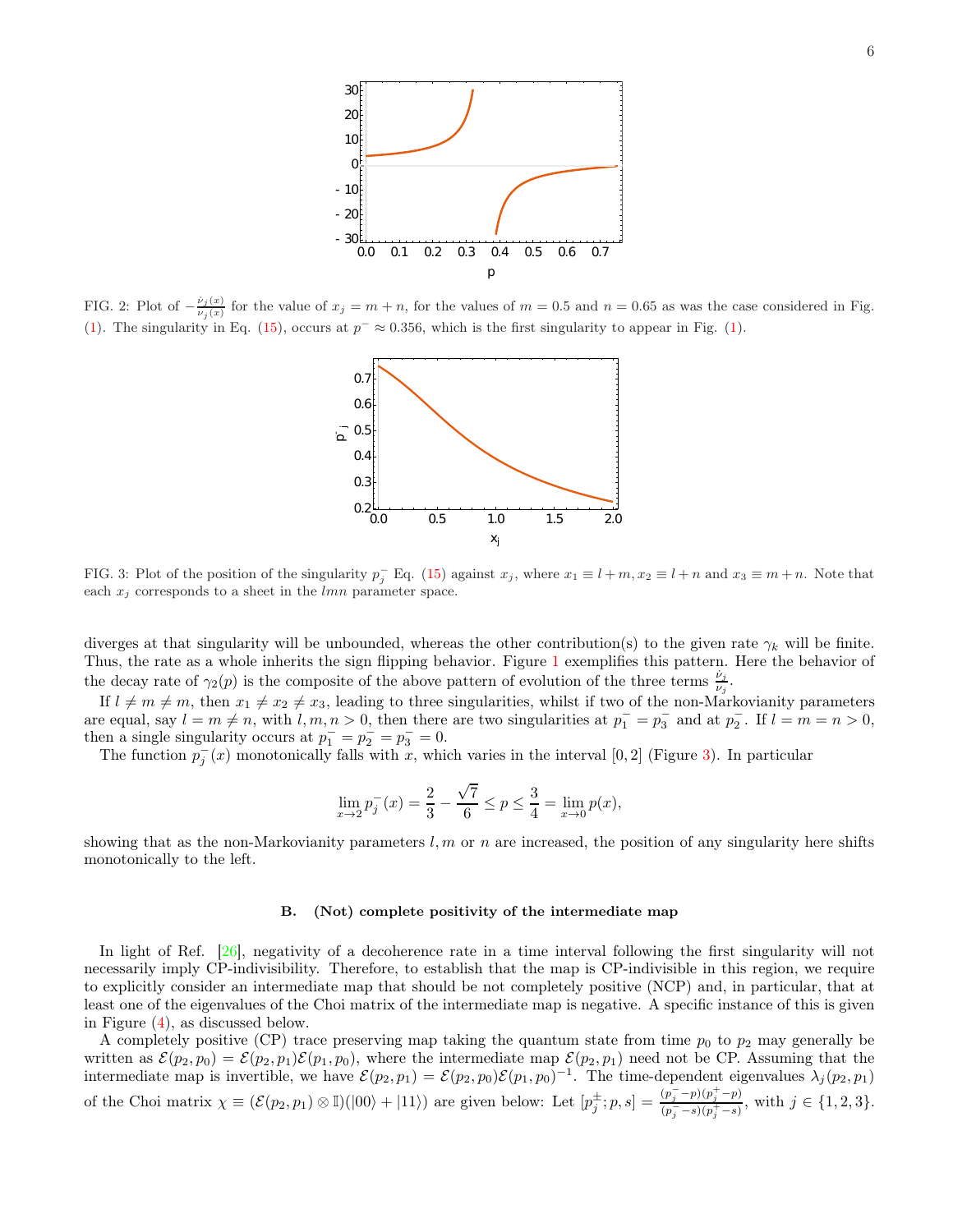FIG. 2: Plot of $-\frac{\dot{\nu}_j(x)}{\nu_j(x)}$ for the value of $x_j = m+n$, for the values of $m = 0.5$ and $n = 0.65$ as was the case considered in Fig. (1). The singularity in Eq. (15), occurs at $p^- \approx 0.356$, which is the first singularity to appear in Fig. (1).

FIG. 3: Plot of the position of the singularity $p_j^-$ Eq. (15) against $x_j$, where $x_1 \equiv l+m, x_2 \equiv l+n$ and $x_3 \equiv m+n$. Note that each $x_j$ corresponds to a sheet in the $lmn$ parameter space.

diverges at that singularity will be unbounded, whereas the other contribution(s) to the given rate $\gamma_k$ will be finite. Thus, the rate as a whole inherits the sign flipping behavior. Figure 1 exemplifies this pattern. Here the behavior of the decay rate of $\gamma_2(p)$ is the composite of the above pattern of evolution of the three terms $\frac{\dot{\nu}_j}{\nu_j}$.

If $l \neq m \neq m$, then $x_1 \neq x_2 \neq x_3$, leading to three singularities, whilst if two of the non-Markovianity parameters are equal, say $l = m \neq n$, with $l, m, n > 0$, then there are two singularities at $p_1^- = p_3^-$ and at $p_2^-$. If $l = m = n > 0$, then a single singularity occurs at $p_1^- = p_2^- = p_3^- = 0$.

The function $p_j^-(x)$ monotonically falls with $x$, which varies in the interval $[0, 2]$ (Figure 3). In particular

$$\lim_{x\to 2} p_j^-(x) = \frac{2}{3} - \frac{\sqrt{7}}{6} \leq p \leq \frac{3}{4} = \lim_{x\to 0} p(x),$$

showing that as the non-Markovianity parameters $l, m$ or $n$ are increased, the position of any singularity here shifts monotonically to the left.

### B. (Not) complete positivity of the intermediate map

In light of Ref. [26], negativity of a decoherence rate in a time interval following the first singularity will not necessarily imply CP-indivisibility. Therefore, to establish that the map is CP-indivisible in this region, we require to explicitly consider an intermediate map that should be not completely positive (NCP) and, in particular, that at least one of the eigenvalues of the Choi matrix of the intermediate map is negative. A specific instance of this is given in Figure (4), as discussed below.

A completely positive (CP) trace preserving map taking the quantum state from time $p_0$ to $p_2$ may generally be written as $\mathcal{E}(p_2, p_0) = \mathcal{E}(p_2, p_1)\mathcal{E}(p_1, p_0)$, where the intermediate map $\mathcal{E}(p_2, p_1)$ need not be CP. Assuming that the intermediate map is invertible, we have $\mathcal{E}(p_2, p_1) = \mathcal{E}(p_2, p_0)\mathcal{E}(p_1, p_0)^{-1}$. The time-dependent eigenvalues $\lambda_j(p_2, p_1)$ of the Choi matrix $\chi \equiv (\mathcal{E}(p_2, p_1) \otimes \mathbb{I})(|00\rangle + |11\rangle)$ are given below: Let $[p_j^\pm; p, s] = \frac{(p_j^- - p)(p_j^+ - p)}{(p_j^- - s)(p_j^+ - s)}$, with $j \in \{1, 2, 3\}$.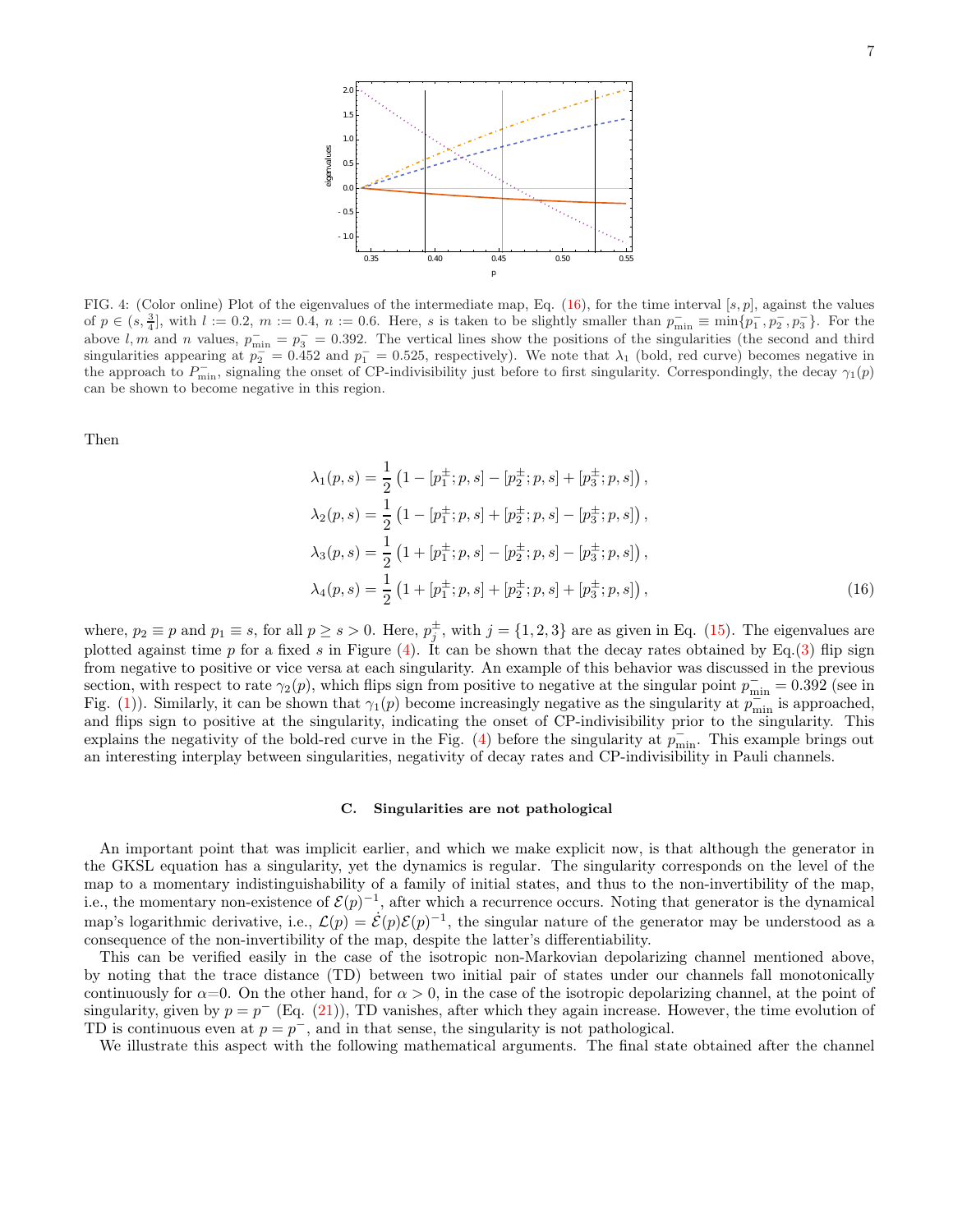FIG. 4: (Color online) Plot of the eigenvalues of the intermediate map, Eq. (16), for the time interval $[s, p]$, against the values of $p \in (s, \frac{3}{4}]$, with $l := 0.2$, $m := 0.4$, $n := 0.6$. Here, $s$ is taken to be slightly smaller than $p^-_{\min} \equiv \min\{p^-_1, p^-_2, p^-_3\}$. For the above $l, m$ and $n$ values, $p^-_{\min} = p^-_3 = 0.392$. The vertical lines show the positions of the singularities (the second and third singularities appearing at $p^-_2 = 0.452$ and $p^-_1 = 0.525$, respectively). We note that $\lambda_1$ (bold, red curve) becomes negative in the approach to $P^-_{\min}$, signaling the onset of CP-indivisibility just before to first singularity. Correspondingly, the decay $\gamma_1(p)$ can be shown to become negative in this region.

Then

$$
\begin{aligned}
\lambda_1(p,s) &= \frac{1}{2}\left(1 - [p_1^{\pm}; p, s] - [p_2^{\pm}; p, s] + [p_3^{\pm}; p, s]\right),\\
\lambda_2(p,s) &= \frac{1}{2}\left(1 - [p_1^{\pm}; p, s] + [p_2^{\pm}; p, s] - [p_3^{\pm}; p, s]\right),\\
\lambda_3(p,s) &= \frac{1}{2}\left(1 + [p_1^{\pm}; p, s] - [p_2^{\pm}; p, s] - [p_3^{\pm}; p, s]\right),\\
\lambda_4(p,s) &= \frac{1}{2}\left(1 + [p_1^{\pm}; p, s] + [p_2^{\pm}; p, s] + [p_3^{\pm}; p, s]\right),
\end{aligned} \tag{16}
$$

where, $p_2 \equiv p$ and $p_1 \equiv s$, for all $p \geq s > 0$. Here, $p_j^{\pm}$, with $j = \{1, 2, 3\}$ are as given in Eq. (15). The eigenvalues are plotted against time $p$ for a fixed $s$ in Figure (4). It can be shown that the decay rates obtained by Eq.(3) flip sign from negative to positive or vice versa at each singularity. An example of this behavior was discussed in the previous section, with respect to rate $\gamma_2(p)$, which flips sign from positive to negative at the singular point $p^-_{\min} = 0.392$ (see in Fig. (1)). Similarly, it can be shown that $\gamma_1(p)$ become increasingly negative as the singularity at $p^-_{\min}$ is approached, and flips sign to positive at the singularity, indicating the onset of CP-indivisibility prior to the singularity. This explains the negativity of the bold-red curve in the Fig. (4) before the singularity at $p^-_{\min}$. This example brings out an interesting interplay between singularities, negativity of decay rates and CP-indivisibility in Pauli channels.

### C. Singularities are not pathological

An important point that was implicit earlier, and which we make explicit now, is that although the generator in the GKSL equation has a singularity, yet the dynamics is regular. The singularity corresponds on the level of the map to a momentary indistinguishability of a family of initial states, and thus to the non-invertibility of the map, i.e., the momentary non-existence of $\mathcal{E}(p)^{-1}$, after which a recurrence occurs. Noting that generator is the dynamical map's logarithmic derivative, i.e., $\mathcal{L}(p) = \dot{\mathcal{E}}(p)\mathcal{E}(p)^{-1}$, the singular nature of the generator may be understood as a consequence of the non-invertibility of the map, despite the latter's differentiability.

This can be verified easily in the case of the isotropic non-Markovian depolarizing channel mentioned above, by noting that the trace distance (TD) between two initial pair of states under our channels fall monotonically continuously for $\alpha$=0. On the other hand, for $\alpha > 0$, in the case of the isotropic depolarizing channel, at the point of singularity, given by $p = p^-$ (Eq. (21)), TD vanishes, after which they again increase. However, the time evolution of TD is continuous even at $p = p^-$, and in that sense, the singularity is not pathological.

We illustrate this aspect with the following mathematical arguments. The final state obtained after the channel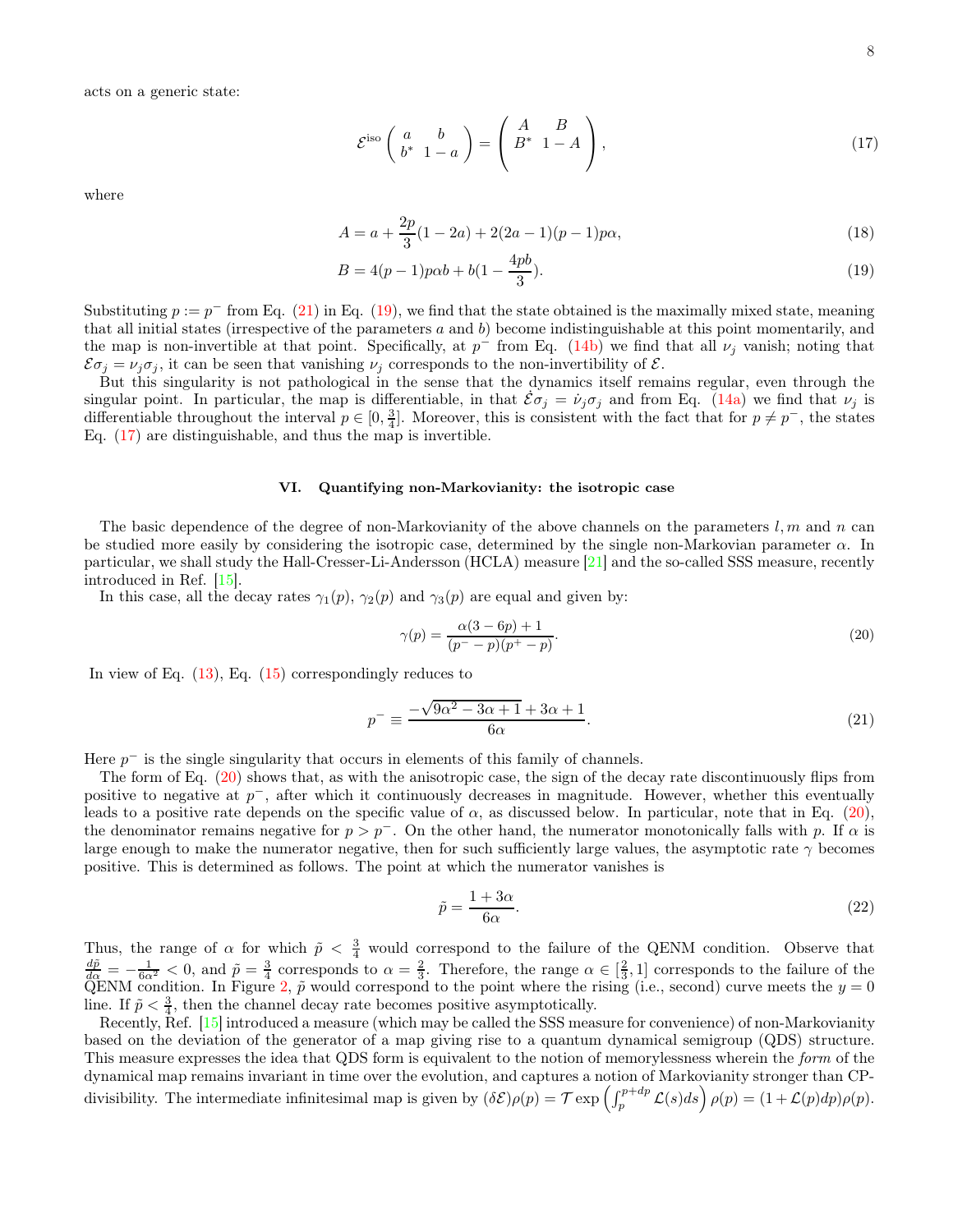acts on a generic state:

$$\mathcal{E}^{\rm iso}\left(\begin{array}{cc} a & b \\ b^* & 1-a \end{array}\right) = \left(\begin{array}{cc} A & B \\ B^* & 1-A \end{array}\right), \tag{17}$$

where

$$A = a + \frac{2p}{3}(1-2a) + 2(2a-1)(p-1)p\alpha, \tag{18}$$

$$B = 4(p-1)p\alpha b + b(1 - \frac{4pb}{3}). \tag{19}$$

Substituting $p := p^-$ from Eq. (21) in Eq. (19), we find that the state obtained is the maximally mixed state, meaning that all initial states (irrespective of the parameters $a$ and $b$) become indistinguishable at this point momentarily, and the map is non-invertible at that point. Specifically, at $p^-$ from Eq. (14b) we find that all $\nu_j$ vanish; noting that $\mathcal{E}\sigma_j = \nu_j\sigma_j$, it can be seen that vanishing $\nu_j$ corresponds to the non-invertibility of $\mathcal{E}$.

But this singularity is not pathological in the sense that the dynamics itself remains regular, even through the singular point. In particular, the map is differentiable, in that $\dot{\mathcal{E}}\sigma_j = \dot{\nu}_j\sigma_j$ and from Eq. (14a) we find that $\nu_j$ is differentiable throughout the interval $p \in [0, \frac{3}{4}]$. Moreover, this is consistent with the fact that for $p \neq p^-$, the states Eq. (17) are distinguishable, and thus the map is invertible.

### VI. Quantifying non-Markovianity: the isotropic case

The basic dependence of the degree of non-Markovianity of the above channels on the parameters $l, m$ and $n$ can be studied more easily by considering the isotropic case, determined by the single non-Markovian parameter $\alpha$. In particular, we shall study the Hall-Cresser-Li-Andersson (HCLA) measure [21] and the so-called SSS measure, recently introduced in Ref. [15].

In this case, all the decay rates $\gamma_1(p)$, $\gamma_2(p)$ and $\gamma_3(p)$ are equal and given by:

$$\gamma(p) = \frac{\alpha(3-6p)+1}{(p^- - p)(p^+ - p)}. \tag{20}$$

In view of Eq. (13), Eq. (15) correspondingly reduces to

$$p^- \equiv \frac{-\sqrt{9\alpha^2 - 3\alpha + 1} + 3\alpha + 1}{6\alpha}. \tag{21}$$

Here $p^-$ is the single singularity that occurs in elements of this family of channels.

The form of Eq. (20) shows that, as with the anisotropic case, the sign of the decay rate discontinuously flips from positive to negative at $p^-$, after which it continuously decreases in magnitude. However, whether this eventually leads to a positive rate depends on the specific value of $\alpha$, as discussed below. In particular, note that in Eq. (20), the denominator remains negative for $p > p^-$. On the other hand, the numerator monotonically falls with $p$. If $\alpha$ is large enough to make the numerator negative, then for such sufficiently large values, the asymptotic rate $\gamma$ becomes positive. This is determined as follows. The point at which the numerator vanishes is

$$\tilde{p} = \frac{1+3\alpha}{6\alpha}. \tag{22}$$

Thus, the range of $\alpha$ for which $\tilde{p} < \frac{3}{4}$ would correspond to the failure of the QENM condition. Observe that $\frac{d\tilde{p}}{d\alpha} = -\frac{1}{6\alpha^2} < 0$, and $\tilde{p} = \frac{3}{4}$ corresponds to $\alpha = \frac{2}{3}$. Therefore, the range $\alpha \in [\frac{2}{3}, 1]$ corresponds to the failure of the QENM condition. In Figure 2, $\tilde{p}$ would correspond to the point where the rising (i.e., second) curve meets the $y = 0$ line. If $\tilde{p} < \frac{3}{4}$, then the channel decay rate becomes positive asymptotically.

Recently, Ref. [15] introduced a measure (which may be called the SSS measure for convenience) of non-Markovianity based on the deviation of the generator of a map giving rise to a quantum dynamical semigroup (QDS) structure. This measure expresses the idea that QDS form is equivalent to the notion of memorylessness wherein the *form* of the dynamical map remains invariant in time over the evolution, and captures a notion of Markovianity stronger than CP-divisibility. The intermediate infinitesimal map is given by $(\delta\mathcal{E})\rho(p) = \mathcal{T}\exp\left(\int_p^{p+dp}\mathcal{L}(s)ds\right)\rho(p) = (1 + \mathcal{L}(p)dp)\rho(p)$.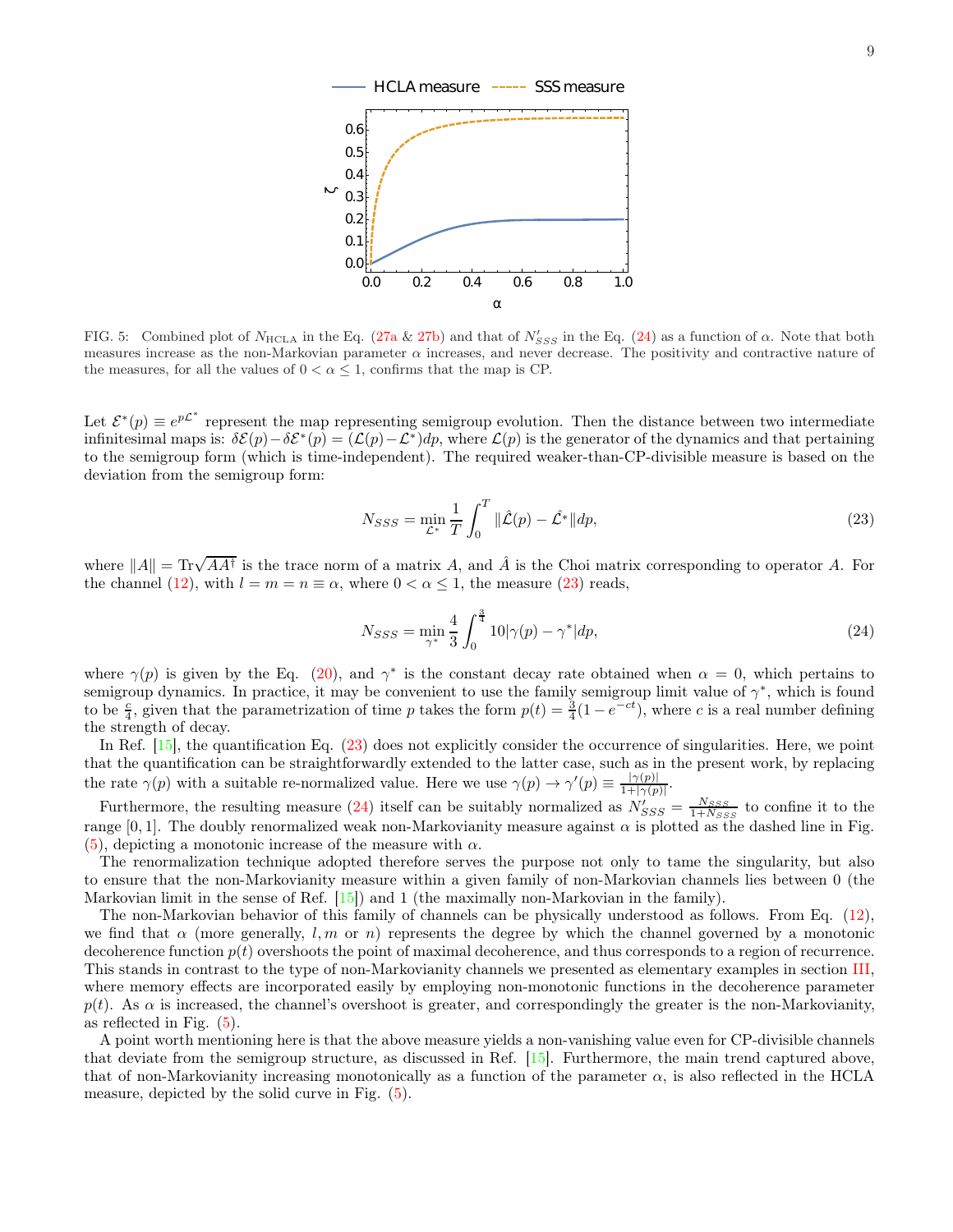FIG. 5: Combined plot of $N_{\rm HCLA}$ in the Eq. (27a & 27b) and that of $N'_{SSS}$ in the Eq. (24) as a function of $\alpha$. Note that both measures increase as the non-Markovian parameter $\alpha$ increases, and never decrease. The positivity and contractive nature of the measures, for all the values of $0 < \alpha \leq 1$, confirms that the map is CP.

Let $\mathcal{E}^*(p) \equiv e^{p\mathcal{L}^*}$ represent the map representing semigroup evolution. Then the distance between two intermediate infinitesimal maps is: $\delta\mathcal{E}(p) - \delta\mathcal{E}^*(p) = (\mathcal{L}(p) - \mathcal{L}^*)dp$, where $\mathcal{L}(p)$ is the generator of the dynamics and that pertaining to the semigroup form (which is time-independent). The required weaker-than-CP-divisible measure is based on the deviation from the semigroup form:

$$N_{SSS} = \min_{\mathcal{L}^*} \frac{1}{T}\int_0^T \|\hat{\mathcal{L}}(p) - \hat{\mathcal{L}}^*\| dp, \tag{23}$$

where $\|A\| = \mathrm{Tr}\sqrt{AA^\dagger}$ is the trace norm of a matrix $A$, and $\hat{A}$ is the Choi matrix corresponding to operator $A$. For the channel (12), with $l = m = n \equiv \alpha$, where $0 < \alpha \leq 1$, the measure (23) reads,

$$N_{SSS} = \min_{\gamma^*} \frac{4}{3}\int_0^{\frac{3}{4}} 10|\gamma(p) - \gamma^*| dp, \tag{24}$$

where $\gamma(p)$ is given by the Eq. (20), and $\gamma^*$ is the constant decay rate obtained when $\alpha = 0$, which pertains to semigroup dynamics. In practice, it may be convenient to use the family semigroup limit value of $\gamma^*$, which is found to be $\frac{c}{4}$, given that the parametrization of time $p$ takes the form $p(t) = \frac{3}{4}(1 - e^{-ct})$, where $c$ is a real number defining the strength of decay.

In Ref. [15], the quantification Eq. (23) does not explicitly consider the occurrence of singularities. Here, we point that the quantification can be straightforwardly extended to the latter case, such as in the present work, by replacing the rate $\gamma(p)$ with a suitable re-normalized value. Here we use $\gamma(p) \to \gamma'(p) \equiv \frac{|\gamma(p)|}{1+|\gamma(p)|}$.

Furthermore, the resulting measure (24) itself can be suitably normalized as $N'_{SSS} = \frac{N_{SSS}}{1+N_{SSS}}$ to confine it to the range $[0, 1]$. The doubly renormalized weak non-Markovianity measure against $\alpha$ is plotted as the dashed line in Fig. (5), depicting a monotonic increase of the measure with $\alpha$.

The renormalization technique adopted therefore serves the purpose not only to tame the singularity, but also to ensure that the non-Markovianity measure within a given family of non-Markovian channels lies between 0 (the Markovian limit in the sense of Ref. [15]) and 1 (the maximally non-Markovian in the family).

The non-Markovian behavior of this family of channels can be physically understood as follows. From Eq. (12), we find that $\alpha$ (more generally, $l, m$ or $n$) represents the degree by which the channel governed by a monotonic decoherence function $p(t)$ overshoots the point of maximal decoherence, and thus corresponds to a region of recurrence. This stands in contrast to the type of non-Markovianity channels we presented as elementary examples in section III, where memory effects are incorporated easily by employing non-monotonic functions in the decoherence parameter $p(t)$. As $\alpha$ is increased, the channel's overshoot is greater, and correspondingly the greater is the non-Markovianity, as reflected in Fig. (5).

A point worth mentioning here is that the above measure yields a non-vanishing value even for CP-divisible channels that deviate from the semigroup structure, as discussed in Ref. [15]. Furthermore, the main trend captured above, that of non-Markovianity increasing monotonically as a function of the parameter $\alpha$, is also reflected in the HCLA measure, depicted by the solid curve in Fig. (5).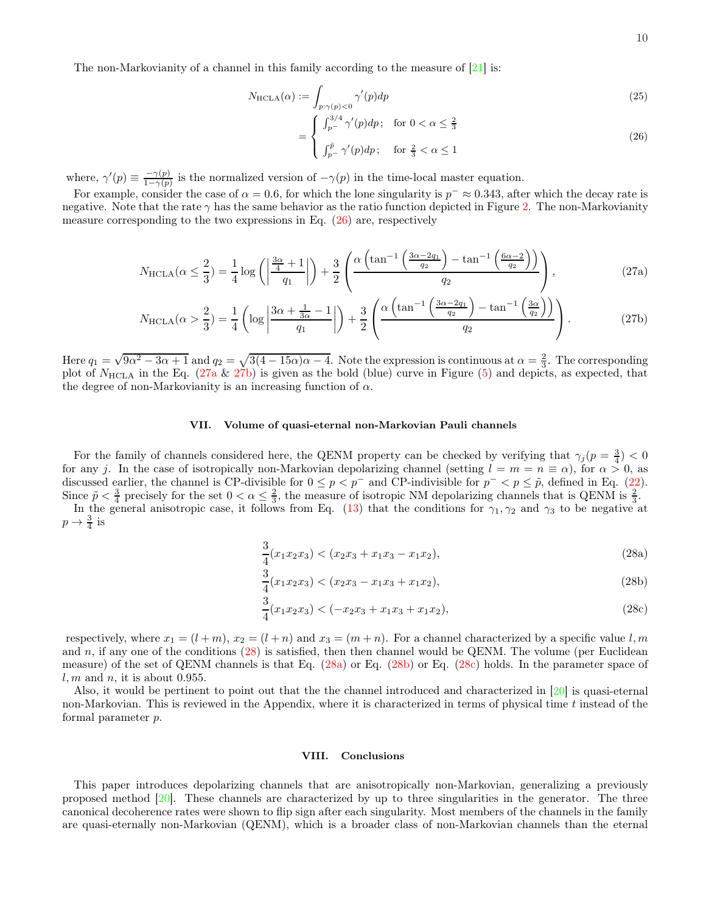The non-Markovianity of a channel in this family according to the measure of [21] is:

$$N_{\rm HCLA}(\alpha) := \int_{p:\gamma(p)<0} \gamma'(p)dp \tag{25}$$

$$= \begin{cases} \int_{p^-}^{3/4} \gamma'(p)dp\,; & \text{for } 0 < \alpha \leq \frac{2}{3} \\ \\ \int_{p^-}^{\tilde{p}} \gamma'(p)dp\,; & \text{for } \frac{2}{3} < \alpha \leq 1 \end{cases} \tag{26}$$

where, $\gamma'(p) \equiv \frac{-\gamma(p)}{1-\gamma(p)}$ is the normalized version of $-\gamma(p)$ in the time-local master equation.

For example, consider the case of $\alpha = 0.6$, for which the lone singularity is $p^- \approx 0.343$, after which the decay rate is negative. Note that the rate $\gamma$ has the same behavior as the ratio function depicted in Figure 2. The non-Markovianity measure corresponding to the two expressions in Eq. (26) are, respectively

$$N_{\rm HCLA}(\alpha \leq \frac{2}{3}) = \frac{1}{4}\log\left(\left|\frac{\frac{3\alpha}{4}+1}{q_1}\right|\right) + \frac{3}{2}\left(\frac{\alpha\left(\tan^{-1}\left(\frac{3\alpha-2q_1}{q_2}\right) - \tan^{-1}\left(\frac{6\alpha-2}{q_2}\right)\right)}{q_2}\right), \tag{27a}$$

$$N_{\rm HCLA}(\alpha > \frac{2}{3}) = \frac{1}{4}\left(\log\left|\frac{3\alpha+\frac{1}{3\alpha}-1}{q_1}\right|\right) + \frac{3}{2}\left(\frac{\alpha\left(\tan^{-1}\left(\frac{3\alpha-2q_1}{q_2}\right) - \tan^{-1}\left(\frac{3\alpha}{q_2}\right)\right)}{q_2}\right). \tag{27b}$$

Here $q_1 = \sqrt{9\alpha^2 - 3\alpha + 1}$ and $q_2 = \sqrt{3(4-15\alpha)\alpha - 4}$. Note the expression is continuous at $\alpha = \frac{2}{3}$. The corresponding plot of $N_{\rm HCLA}$ in the Eq. (27a & 27b) is given as the bold (blue) curve in Figure (5) and depicts, as expected, that the degree of non-Markovianity is an increasing function of $\alpha$.

## VII. Volume of quasi-eternal non-Markovian Pauli channels

For the family of channels considered here, the QENM property can be checked by verifying that $\gamma_j(p = \frac{3}{4}) < 0$ for any $j$. In the case of isotropically non-Markovian depolarizing channel (setting $l = m = n \equiv \alpha$), for $\alpha > 0$, as discussed earlier, the channel is CP-divisible for $0 \leq p < p^-$ and CP-indivisible for $p^- < p \leq \tilde{p}$, defined in Eq. (22). Since $\tilde{p} < \frac{3}{4}$ precisely for the set $0 < \alpha \leq \frac{2}{3}$, the measure of isotropic NM depolarizing channels that is QENM is $\frac{2}{3}$.

In the general anisotropic case, it follows from Eq. (13) that the conditions for $\gamma_1, \gamma_2$ and $\gamma_3$ to be negative at $p \to \frac{3}{4}$ is

$$\frac{3}{4}(x_1x_2x_3) < (x_2x_3 + x_1x_3 - x_1x_2), \tag{28a}$$

$$\frac{3}{4}(x_1x_2x_3) < (x_2x_3 - x_1x_3 + x_1x_2), \tag{28b}$$

$$\frac{3}{4}(x_1x_2x_3) < (-x_2x_3 + x_1x_3 + x_1x_2), \tag{28c}$$

respectively, where $x_1 = (l+m)$, $x_2 = (l+n)$ and $x_3 = (m+n)$. For a channel characterized by a specific value $l, m$ and $n$, if any one of the conditions (28) is satisfied, then then channel would be QENM. The volume (per Euclidean measure) of the set of QENM channels is that Eq. (28a) or Eq. (28b) or Eq. (28c) holds. In the parameter space of $l, m$ and $n$, it is about 0.955.

Also, it would be pertinent to point out that the the channel introduced and characterized in [20] is quasi-eternal non-Markovian. This is reviewed in the Appendix, where it is characterized in terms of physical time $t$ instead of the formal parameter $p$.

## VIII. Conclusions

This paper introduces depolarizing channels that are anisotropically non-Markovian, generalizing a previously proposed method [20]. These channels are characterized by up to three singularities in the generator. The three canonical decoherence rates were shown to flip sign after each singularity. Most members of the channels in the family are quasi-eternally non-Markovian (QENM), which is a broader class of non-Markovian channels than the eternal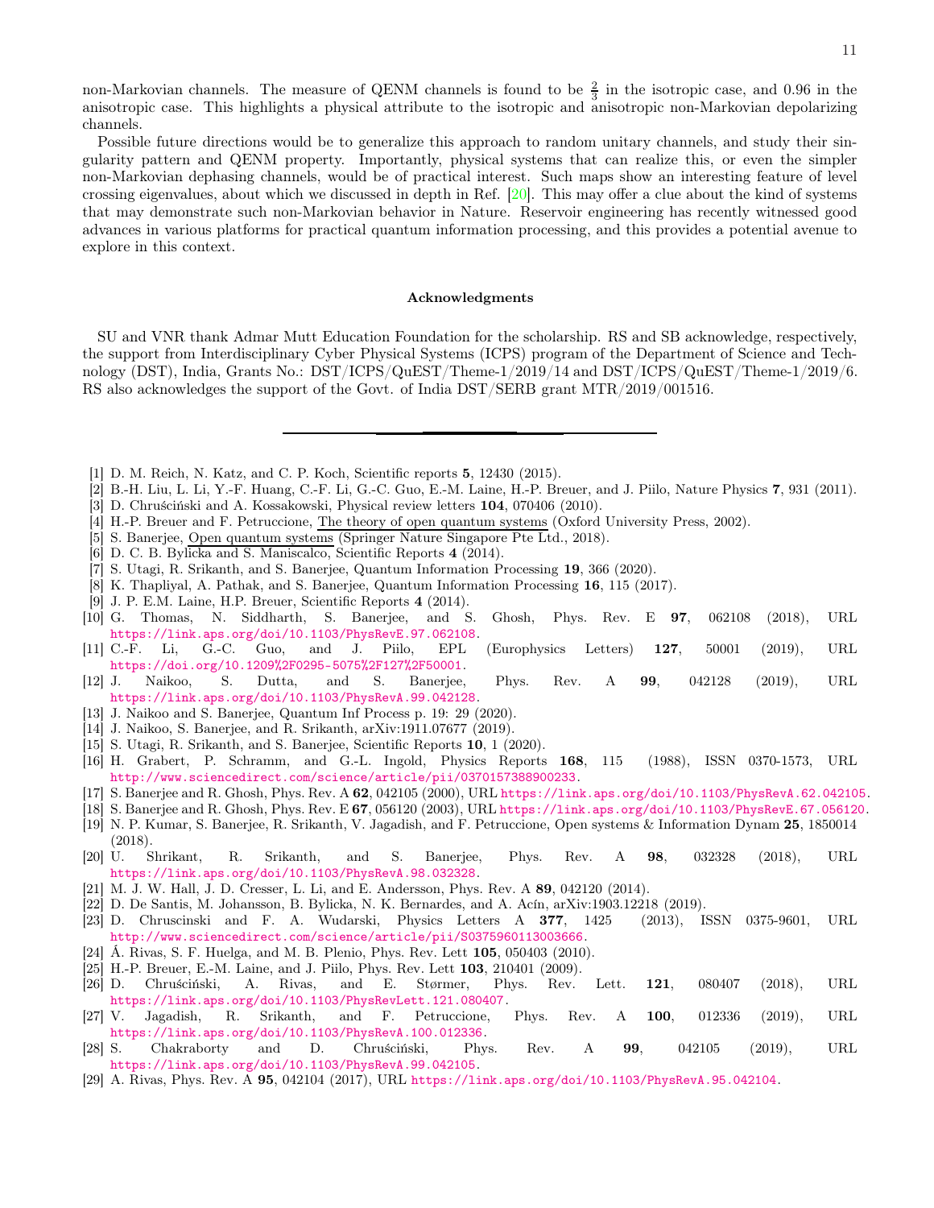non-Markovian channels. The measure of QENM channels is found to be $\frac{2}{3}$ in the isotropic case, and 0.96 in the anisotropic case. This highlights a physical attribute to the isotropic and anisotropic non-Markovian depolarizing channels.

Possible future directions would be to generalize this approach to random unitary channels, and study their singularity pattern and QENM property. Importantly, physical systems that can realize this, or even the simpler non-Markovian dephasing channels, would be of practical interest. Such maps show an interesting feature of level crossing eigenvalues, about which we discussed in depth in Ref. [20]. This may offer a clue about the kind of systems that may demonstrate such non-Markovian behavior in Nature. Reservoir engineering has recently witnessed good advances in various platforms for practical quantum information processing, and this provides a potential avenue to explore in this context.

### Acknowledgments

SU and VNR thank Admar Mutt Education Foundation for the scholarship. RS and SB acknowledge, respectively, the support from Interdisciplinary Cyber Physical Systems (ICPS) program of the Department of Science and Technology (DST), India, Grants No.: DST/ICPS/QuEST/Theme-1/2019/14 and DST/ICPS/QuEST/Theme-1/2019/6. RS also acknowledges the support of the Govt. of India DST/SERB grant MTR/2019/001516.

---

[1] D. M. Reich, N. Katz, and C. P. Koch, Scientific reports **5**, 12430 (2015).

[2] B.-H. Liu, L. Li, Y.-F. Huang, C.-F. Li, G.-C. Guo, E.-M. Laine, H.-P. Breuer, and J. Piilo, Nature Physics **7**, 931 (2011).

[3] D. Chruściński and A. Kossakowski, Physical review letters **104**, 070406 (2010).

[4] H.-P. Breuer and F. Petruccione, The theory of open quantum systems (Oxford University Press, 2002).

[5] S. Banerjee, Open quantum systems (Springer Nature Singapore Pte Ltd., 2018).

[6] D. C. B. Bylicka and S. Maniscalco, Scientific Reports **4** (2014).

[7] S. Utagi, R. Srikanth, and S. Banerjee, Quantum Information Processing **19**, 366 (2020).

[8] K. Thapliyal, A. Pathak, and S. Banerjee, Quantum Information Processing **16**, 115 (2017).

[9] J. P. E.M. Laine, H.P. Breuer, Scientific Reports **4** (2014).

[10] G. Thomas, N. Siddharth, S. Banerjee, and S. Ghosh, Phys. Rev. E **97**, 062108 (2018), URL https://link.aps.org/doi/10.1103/PhysRevE.97.062108.

[11] C.-F. Li, G.-C. Guo, and J. Piilo, EPL (Europhysics Letters) **127**, 50001 (2019), URL https://doi.org/10.1209%2F0295-5075%2F127%2F50001.

[12] J. Naikoo, S. Dutta, and S. Banerjee, Phys. Rev. A **99**, 042128 (2019), URL https://link.aps.org/doi/10.1103/PhysRevA.99.042128.

[13] J. Naikoo and S. Banerjee, Quantum Inf Process p. 19: 29 (2020).

[14] J. Naikoo, S. Banerjee, and R. Srikanth, arXiv:1911.07677 (2019).

[15] S. Utagi, R. Srikanth, and S. Banerjee, Scientific Reports **10**, 1 (2020).

[16] H. Grabert, P. Schramm, and G.-L. Ingold, Physics Reports **168**, 115 (1988), ISSN 0370-1573, URL http://www.sciencedirect.com/science/article/pii/0370157388900233.

[17] S. Banerjee and R. Ghosh, Phys. Rev. A **62**, 042105 (2000), URL https://link.aps.org/doi/10.1103/PhysRevA.62.042105.

[18] S. Banerjee and R. Ghosh, Phys. Rev. E **67**, 056120 (2003), URL https://link.aps.org/doi/10.1103/PhysRevE.67.056120.

[19] N. P. Kumar, S. Banerjee, R. Srikanth, V. Jagadish, and F. Petruccione, Open systems & Information Dynam **25**, 1850014 (2018).

[20] U. Shrikant, R. Srikanth, and S. Banerjee, Phys. Rev. A **98**, 032328 (2018), URL https://link.aps.org/doi/10.1103/PhysRevA.98.032328.

[21] M. J. W. Hall, J. D. Cresser, L. Li, and E. Andersson, Phys. Rev. A **89**, 042120 (2014).

[22] D. De Santis, M. Johansson, B. Bylicka, N. K. Bernardes, and A. Acín, arXiv:1903.12218 (2019).

[23] D. Chruscinski and F. A. Wudarski, Physics Letters A **377**, 1425 (2013), ISSN 0375-9601, URL http://www.sciencedirect.com/science/article/pii/S0375960113003666.

[24] Á. Rivas, S. F. Huelga, and M. B. Plenio, Phys. Rev. Lett **105**, 050403 (2010).

[25] H.-P. Breuer, E.-M. Laine, and J. Piilo, Phys. Rev. Lett **103**, 210401 (2009).

[26] D. Chruściński, A. Rivas, and E. Størmer, Phys. Rev. Lett. **121**, 080407 (2018), URL https://link.aps.org/doi/10.1103/PhysRevLett.121.080407.

[27] V. Jagadish, R. Srikanth, and F. Petruccione, Phys. Rev. A **100**, 012336 (2019), URL https://link.aps.org/doi/10.1103/PhysRevA.100.012336.

[28] S. Chakraborty and D. Chruściński, Phys. Rev. A **99**, 042105 (2019), URL https://link.aps.org/doi/10.1103/PhysRevA.99.042105.

[29] A. Rivas, Phys. Rev. A **95**, 042104 (2017), URL https://link.aps.org/doi/10.1103/PhysRevA.95.042104.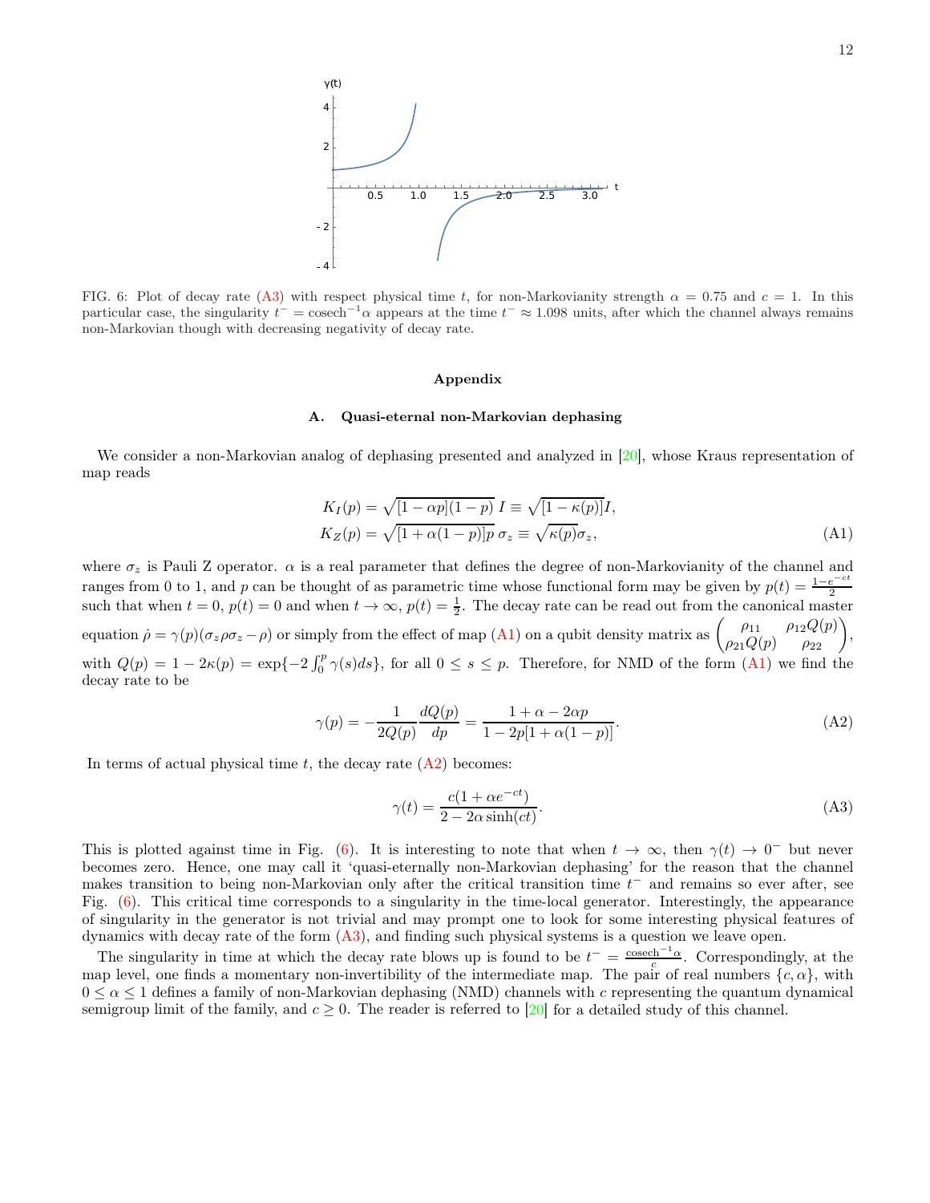FIG. 6: Plot of decay rate (A3) with respect physical time $t$, for non-Markovianity strength $\alpha = 0.75$ and $c = 1$. In this particular case, the singularity $t^- = \text{cosech}^{-1}\alpha$ appears at the time $t^- \approx 1.098$ units, after which the channel always remains non-Markovian though with decreasing negativity of decay rate.

## Appendix

### A. Quasi-eternal non-Markovian dephasing

We consider a non-Markovian analog of dephasing presented and analyzed in [20], whose Kraus representation of map reads

$$
\begin{aligned}
K_I(p) &= \sqrt{[1-\alpha p](1-p)}\; I \equiv \sqrt{[1-\kappa(p)]}I, \\
K_Z(p) &= \sqrt{[1+\alpha(1-p)]p}\; \sigma_z \equiv \sqrt{\kappa(p)}\sigma_z,
\end{aligned} \tag{A1}
$$

where $\sigma_z$ is Pauli Z operator. $\alpha$ is a real parameter that defines the degree of non-Markovianity of the channel and ranges from 0 to 1, and $p$ can be thought of as parametric time whose functional form may be given by $p(t) = \frac{1-e^{-ct}}{2}$ such that when $t = 0$, $p(t) = 0$ and when $t \to \infty$, $p(t) = \frac{1}{2}$. The decay rate can be read out from the canonical master equation $\dot{\rho} = \gamma(p)(\sigma_z \rho \sigma_z - \rho)$ or simply from the effect of map (A1) on a qubit density matrix as $\begin{pmatrix} \rho_{11} & \rho_{12}Q(p) \\ \rho_{21}Q(p) & \rho_{22} \end{pmatrix}$, with $Q(p) = 1 - 2\kappa(p) = \exp\{-2\int_0^p \gamma(s)ds\}$, for all $0 \leq s \leq p$. Therefore, for NMD of the form (A1) we find the decay rate to be

$$
\gamma(p) = -\frac{1}{2Q(p)}\frac{dQ(p)}{dp} = \frac{1+\alpha-2\alpha p}{1-2p[1+\alpha(1-p)]}. \tag{A2}
$$

In terms of actual physical time $t$, the decay rate (A2) becomes:

$$
\gamma(t) = \frac{c(1+\alpha e^{-ct})}{2-2\alpha\sinh(ct)}. \tag{A3}
$$

This is plotted against time in Fig. (6). It is interesting to note that when $t \to \infty$, then $\gamma(t) \to 0^-$ but never becomes zero. Hence, one may call it 'quasi-eternally non-Markovian dephasing' for the reason that the channel makes transition to being non-Markovian only after the critical transition time $t^-$ and remains so ever after, see Fig. (6). This critical time corresponds to a singularity in the time-local generator. Interestingly, the appearance of singularity in the generator is not trivial and may prompt one to look for some interesting physical features of dynamics with decay rate of the form (A3), and finding such physical systems is a question we leave open.

The singularity in time at which the decay rate blows up is found to be $t^- = \frac{\text{cosech}^{-1}\alpha}{c}$. Correspondingly, at the map level, one finds a momentary non-invertibility of the intermediate map. The pair of real numbers $\{c, \alpha\}$, with $0 \leq \alpha \leq 1$ defines a family of non-Markovian dephasing (NMD) channels with $c$ representing the quantum dynamical semigroup limit of the family, and $c \geq 0$. The reader is referred to [20] for a detailed study of this channel.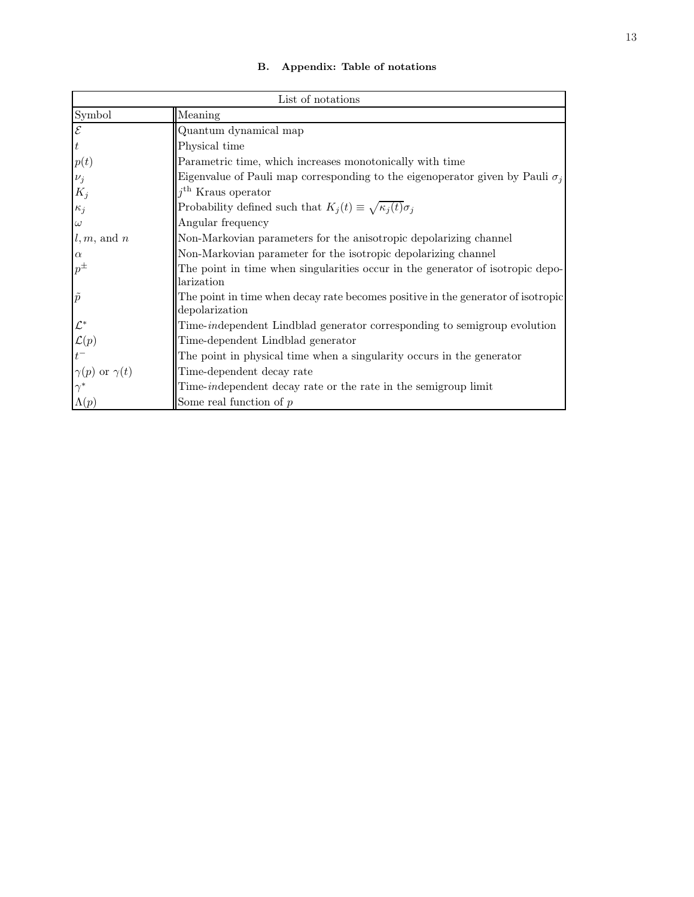## B. Appendix: Table of notations

| List of notations | |
|---|---|
| Symbol | Meaning |
| $\mathcal{E}$ | Quantum dynamical map |
| $t$ | Physical time |
| $p(t)$ | Parametric time, which increases monotonically with time |
| $\nu_j$ | Eigenvalue of Pauli map corresponding to the eigenoperator given by Pauli $\sigma_j$ |
| $K_j$ | $j^{\text{th}}$ Kraus operator |
| $\kappa_j$ | Probability defined such that $K_j(t) \equiv \sqrt{\kappa_j(t)}\sigma_j$ |
| $\omega$ | Angular frequency |
| $l, m$, and $n$ | Non-Markovian parameters for the anisotropic depolarizing channel |
| $\alpha$ | Non-Markovian parameter for the isotropic depolarizing channel |
| $p^{\pm}$ | The point in time when singularities occur in the generator of isotropic depolarization |
| $\tilde{p}$ | The point in time when decay rate becomes positive in the generator of isotropic depolarization |
| $\mathcal{L}^*$ | Time-*in*dependent Lindblad generator corresponding to semigroup evolution |
| $\mathcal{L}(p)$ | Time-dependent Lindblad generator |
| $t^-$ | The point in physical time when a singularity occurs in the generator |
| $\gamma(p)$ or $\gamma(t)$ | Time-dependent decay rate |
| $\gamma^*$ | Time-*in*dependent decay rate or the rate in the semigroup limit |
| $\Lambda(p)$ | Some real function of $p$ |